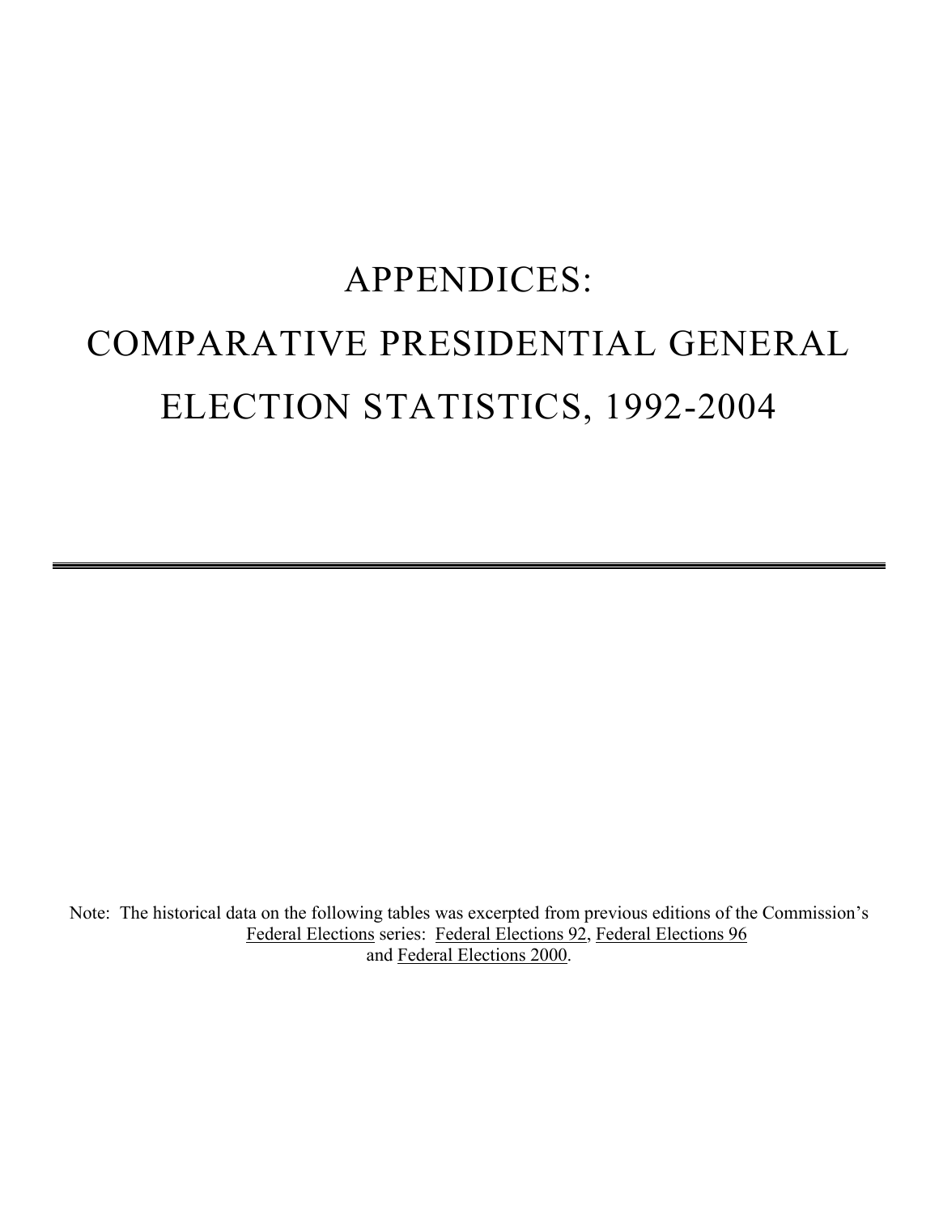# APPENDICES:

# COMPARATIVE PRESIDENTIAL GENERAL ELECTION STATISTICS, 1992-2004

---

Note: The historical data on the following tables was excerpted from previous editions of the Commission's Federal Elections series: Federal Elections 92, Federal Elections 96 and Federal Elections 2000.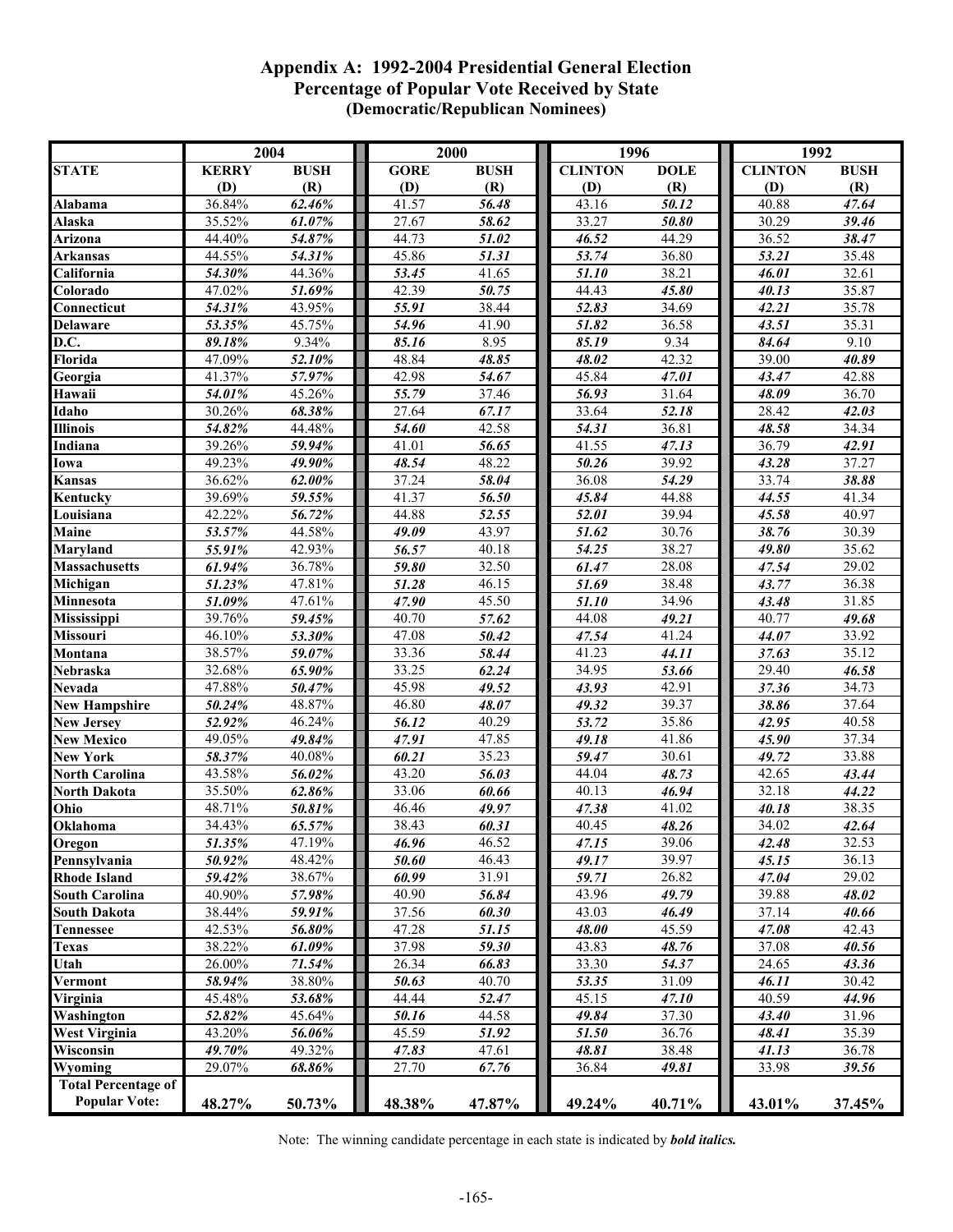# Appendix A: 1992-2004 Presidential General Election
## Percentage of Popular Vote Received by State
### (Democratic/Republican Nominees)

| STATE | 2004 KERRY (D) | 2004 BUSH (R) | 2000 GORE (D) | 2000 BUSH (R) | 1996 CLINTON (D) | 1996 DOLE (R) | 1992 CLINTON (D) | 1992 BUSH (R) |
|---|---|---|---|---|---|---|---|---|
| Alabama | 36.84% | ***62.46%*** | 41.57 | ***56.48*** | 43.16 | ***50.12*** | 40.88 | ***47.64*** |
| Alaska | 35.52% | ***61.07%*** | 27.67 | ***58.62*** | 33.27 | ***50.80*** | 30.29 | ***39.46*** |
| Arizona | 44.40% | ***54.87%*** | 44.73 | ***51.02*** | ***46.52*** | 44.29 | 36.52 | ***38.47*** |
| Arkansas | 44.55% | ***54.31%*** | 45.86 | ***51.31*** | ***53.74*** | 36.80 | ***53.21*** | 35.48 |
| California | ***54.30%*** | 44.36% | ***53.45*** | 41.65 | ***51.10*** | 38.21 | ***46.01*** | 32.61 |
| Colorado | 47.02% | ***51.69%*** | 42.39 | ***50.75*** | 44.43 | ***45.80*** | ***40.13*** | 35.87 |
| Connecticut | ***54.31%*** | 43.95% | ***55.91*** | 38.44 | ***52.83*** | 34.69 | ***42.21*** | 35.78 |
| Delaware | ***53.35%*** | 45.75% | ***54.96*** | 41.90 | ***51.82*** | 36.58 | ***43.51*** | 35.31 |
| D.C. | ***89.18%*** | 9.34% | ***85.16*** | 8.95 | ***85.19*** | 9.34 | ***84.64*** | 9.10 |
| Florida | 47.09% | ***52.10%*** | 48.84 | ***48.85*** | ***48.02*** | 42.32 | 39.00 | ***40.89*** |
| Georgia | 41.37% | ***57.97%*** | 42.98 | ***54.67*** | 45.84 | ***47.01*** | ***43.47*** | 42.88 |
| Hawaii | ***54.01%*** | 45.26% | ***55.79*** | 37.46 | ***56.93*** | 31.64 | ***48.09*** | 36.70 |
| Idaho | 30.26% | ***68.38%*** | 27.64 | ***67.17*** | 33.64 | ***52.18*** | 28.42 | ***42.03*** |
| Illinois | ***54.82%*** | 44.48% | ***54.60*** | 42.58 | ***54.31*** | 36.81 | ***48.58*** | 34.34 |
| Indiana | 39.26% | ***59.94%*** | 41.01 | ***56.65*** | 41.55 | ***47.13*** | 36.79 | ***42.91*** |
| Iowa | 49.23% | ***49.90%*** | ***48.54*** | 48.22 | ***50.26*** | 39.92 | ***43.28*** | 37.27 |
| Kansas | 36.62% | ***62.00%*** | 37.24 | ***58.04*** | 36.08 | ***54.29*** | 33.74 | ***38.88*** |
| Kentucky | 39.69% | ***59.55%*** | 41.37 | ***56.50*** | ***45.84*** | 44.88 | ***44.55*** | 41.34 |
| Louisiana | 42.22% | ***56.72%*** | 44.88 | ***52.55*** | ***52.01*** | 39.94 | ***45.58*** | 40.97 |
| Maine | ***53.57%*** | 44.58% | ***49.09*** | 43.97 | ***51.62*** | 30.76 | ***38.76*** | 30.39 |
| Maryland | ***55.91%*** | 42.93% | ***56.57*** | 40.18 | ***54.25*** | 38.27 | ***49.80*** | 35.62 |
| Massachusetts | ***61.94%*** | 36.78% | ***59.80*** | 32.50 | ***61.47*** | 28.08 | ***47.54*** | 29.02 |
| Michigan | ***51.23%*** | 47.81% | ***51.28*** | 46.15 | ***51.69*** | 38.48 | ***43.77*** | 36.38 |
| Minnesota | ***51.09%*** | 47.61% | ***47.90*** | 45.50 | ***51.10*** | 34.96 | ***43.48*** | 31.85 |
| Mississippi | 39.76% | ***59.45%*** | 40.70 | ***57.62*** | 44.08 | ***49.21*** | 40.77 | ***49.68*** |
| Missouri | 46.10% | ***53.30%*** | 47.08 | ***50.42*** | ***47.54*** | 41.24 | ***44.07*** | 33.92 |
| Montana | 38.57% | ***59.07%*** | 33.36 | ***58.44*** | 41.23 | ***44.11*** | ***37.63*** | 35.12 |
| Nebraska | 32.68% | ***65.90%*** | 33.25 | ***62.24*** | 34.95 | ***53.66*** | 29.40 | ***46.58*** |
| Nevada | 47.88% | ***50.47%*** | 45.98 | ***49.52*** | ***43.93*** | 42.91 | ***37.36*** | 34.73 |
| New Hampshire | ***50.24%*** | 48.87% | 46.80 | ***48.07*** | ***49.32*** | 39.37 | ***38.86*** | 37.64 |
| New Jersey | ***52.92%*** | 46.24% | ***56.12*** | 40.29 | ***53.72*** | 35.86 | ***42.95*** | 40.58 |
| New Mexico | 49.05% | ***49.84%*** | ***47.91*** | 47.85 | ***49.18*** | 41.86 | ***45.90*** | 37.34 |
| New York | ***58.37%*** | 40.08% | ***60.21*** | 35.23 | ***59.47*** | 30.61 | ***49.72*** | 33.88 |
| North Carolina | 43.58% | ***56.02%*** | 43.20 | ***56.03*** | 44.04 | ***48.73*** | 42.65 | ***43.44*** |
| North Dakota | 35.50% | ***62.86%*** | 33.06 | ***60.66*** | 40.13 | ***46.94*** | 32.18 | ***44.22*** |
| Ohio | 48.71% | ***50.81%*** | 46.46 | ***49.97*** | ***47.38*** | 41.02 | ***40.18*** | 38.35 |
| Oklahoma | 34.43% | ***65.57%*** | 38.43 | ***60.31*** | 40.45 | ***48.26*** | 34.02 | ***42.64*** |
| Oregon | ***51.35%*** | 47.19% | ***46.96*** | 46.52 | ***47.15*** | 39.06 | ***42.48*** | 32.53 |
| Pennsylvania | ***50.92%*** | 48.42% | ***50.60*** | 46.43 | ***49.17*** | 39.97 | ***45.15*** | 36.13 |
| Rhode Island | ***59.42%*** | 38.67% | ***60.99*** | 31.91 | ***59.71*** | 26.82 | ***47.04*** | 29.02 |
| South Carolina | 40.90% | ***57.98%*** | 40.90 | ***56.84*** | 43.96 | ***49.79*** | 39.88 | ***48.02*** |
| South Dakota | 38.44% | ***59.91%*** | 37.56 | ***60.30*** | 43.03 | ***46.49*** | 37.14 | ***40.66*** |
| Tennessee | 42.53% | ***56.80%*** | 47.28 | ***51.15*** | ***48.00*** | 45.59 | ***47.08*** | 42.43 |
| Texas | 38.22% | ***61.09%*** | 37.98 | ***59.30*** | 43.83 | ***48.76*** | 37.08 | ***40.56*** |
| Utah | 26.00% | ***71.54%*** | 26.34 | ***66.83*** | 33.30 | ***54.37*** | 24.65 | ***43.36*** |
| Vermont | ***58.94%*** | 38.80% | ***50.63*** | 40.70 | ***53.35*** | 31.09 | ***46.11*** | 30.42 |
| Virginia | 45.48% | ***53.68%*** | 44.44 | ***52.47*** | 45.15 | ***47.10*** | 40.59 | ***44.96*** |
| Washington | ***52.82%*** | 45.64% | ***50.16*** | 44.58 | ***49.84*** | 37.30 | ***43.40*** | 31.96 |
| West Virginia | 43.20% | ***56.06%*** | 45.59 | ***51.92*** | ***51.50*** | 36.76 | ***48.41*** | 35.39 |
| Wisconsin | ***49.70%*** | 49.32% | ***47.83*** | 47.61 | ***48.81*** | 38.48 | ***41.13*** | 36.78 |
| Wyoming | 29.07% | ***68.86%*** | 27.70 | ***67.76*** | 36.84 | ***49.81*** | 33.98 | ***39.56*** |
| **Total Percentage of Popular Vote:** | **48.27%** | **50.73%** | **48.38%** | **47.87%** | **49.24%** | **40.71%** | **43.01%** | **37.45%** |

Note: The winning candidate percentage in each state is indicated by ***bold italics.***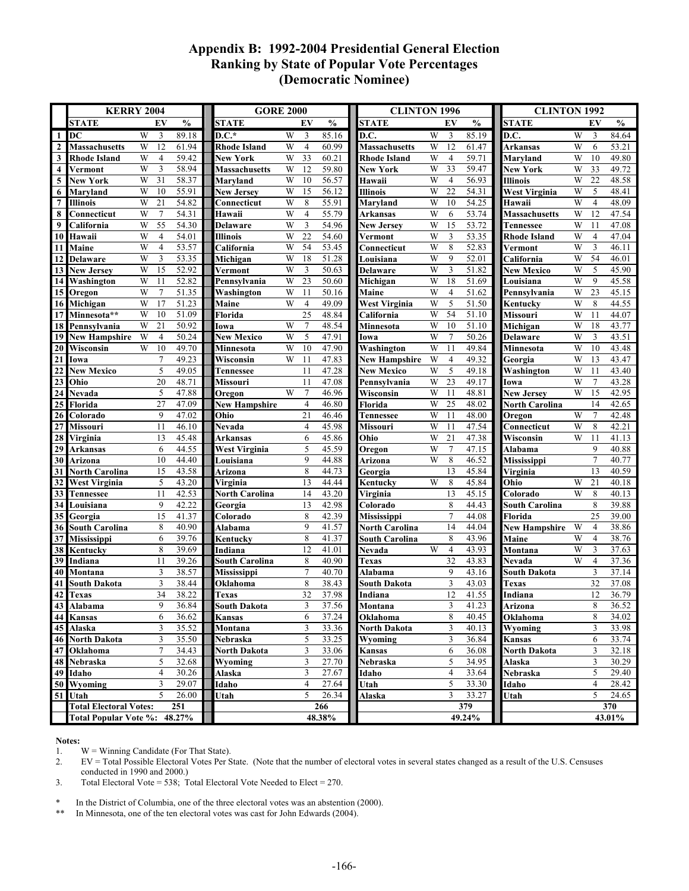# Appendix B: 1992-2004 Presidential General Election Ranking by State of Popular Vote Percentages (Democratic Nominee)

| | KERRY 2004 | | | | GORE 2000 | | | | CLINTON 1996 | | | | CLINTON 1992 | | | |
|---|---|---|---|---|---|---|---|---|---|---|---|---|---|---|---|---|
| | STATE | | EV | % | STATE | | EV | % | STATE | | EV | % | STATE | | EV | % |
| 1 | DC | W | 3 | 89.18 | D.C.* | W | 3 | 85.16 | D.C. | W | 3 | 85.19 | D.C. | W | 3 | 84.64 |
| 2 | Massachusetts | W | 12 | 61.94 | Rhode Island | W | 4 | 60.99 | Massachusetts | W | 12 | 61.47 | Arkansas | W | 6 | 53.21 |
| 3 | Rhode Island | W | 4 | 59.42 | New York | W | 33 | 60.21 | Rhode Island | W | 4 | 59.71 | Maryland | W | 10 | 49.80 |
| 4 | Vermont | W | 3 | 58.94 | Massachusetts | W | 12 | 59.80 | New York | W | 33 | 59.47 | New York | W | 33 | 49.72 |
| 5 | New York | W | 31 | 58.37 | Maryland | W | 10 | 56.57 | Hawaii | W | 4 | 56.93 | Illinois | W | 22 | 48.58 |
| 6 | Maryland | W | 10 | 55.91 | New Jersey | W | 15 | 56.12 | Illinois | W | 22 | 54.31 | West Virginia | W | 5 | 48.41 |
| 7 | Illinois | W | 21 | 54.82 | Connecticut | W | 8 | 55.91 | Maryland | W | 10 | 54.25 | Hawaii | W | 4 | 48.09 |
| 8 | Connecticut | W | 7 | 54.31 | Hawaii | W | 4 | 55.79 | Arkansas | W | 6 | 53.74 | Massachusetts | W | 12 | 47.54 |
| 9 | California | W | 55 | 54.30 | Delaware | W | 3 | 54.96 | New Jersey | W | 15 | 53.72 | Tennessee | W | 11 | 47.08 |
| 10 | Hawaii | W | 4 | 54.01 | Illinois | W | 22 | 54.60 | Vermont | W | 3 | 53.35 | Rhode Island | W | 4 | 47.04 |
| 11 | Maine | W | 4 | 53.57 | California | W | 54 | 53.45 | Connecticut | W | 8 | 52.83 | Vermont | W | 3 | 46.11 |
| 12 | Delaware | W | 3 | 53.35 | Michigan | W | 18 | 51.28 | Louisiana | W | 9 | 52.01 | California | W | 54 | 46.01 |
| 13 | New Jersey | W | 15 | 52.92 | Vermont | W | 3 | 50.63 | Delaware | W | 3 | 51.82 | New Mexico | W | 5 | 45.90 |
| 14 | Washington | W | 11 | 52.82 | Pennsylvania | W | 23 | 50.60 | Michigan | W | 18 | 51.69 | Louisiana | W | 9 | 45.58 |
| 15 | Oregon | W | 7 | 51.35 | Washington | W | 11 | 50.16 | Maine | W | 4 | 51.62 | Pennsylvania | W | 23 | 45.15 |
| 16 | Michigan | W | 17 | 51.23 | Maine | W | 4 | 49.09 | West Virginia | W | 5 | 51.50 | Kentucky | W | 8 | 44.55 |
| 17 | Minnesota** | W | 10 | 51.09 | Florida | | 25 | 48.84 | California | W | 54 | 51.10 | Missouri | W | 11 | 44.07 |
| 18 | Pennsylvania | W | 21 | 50.92 | Iowa | W | 7 | 48.54 | Minnesota | W | 10 | 51.10 | Michigan | W | 18 | 43.77 |
| 19 | New Hampshire | W | 4 | 50.24 | New Mexico | W | 5 | 47.91 | Iowa | W | 7 | 50.26 | Delaware | W | 3 | 43.51 |
| 20 | Wisconsin | W | 10 | 49.70 | Minnesota | W | 10 | 47.90 | Washington | W | 11 | 49.84 | Minnesota | W | 10 | 43.48 |
| 21 | Iowa | | 7 | 49.23 | Wisconsin | W | 11 | 47.83 | New Hampshire | W | 4 | 49.32 | Georgia | W | 13 | 43.47 |
| 22 | New Mexico | | 5 | 49.05 | Tennessee | | 11 | 47.28 | New Mexico | W | 5 | 49.18 | Washington | W | 11 | 43.40 |
| 23 | Ohio | | 20 | 48.71 | Missouri | | 11 | 47.08 | Pennsylvania | W | 23 | 49.17 | Iowa | W | 7 | 43.28 |
| 24 | Nevada | | 5 | 47.88 | Oregon | W | 7 | 46.96 | Wisconsin | W | 11 | 48.81 | New Jersey | W | 15 | 42.95 |
| 25 | Florida | | 27 | 47.09 | New Hampshire | | 4 | 46.80 | Florida | W | 25 | 48.02 | North Carolina | | 14 | 42.65 |
| 26 | Colorado | | 9 | 47.02 | Ohio | | 21 | 46.46 | Tennessee | W | 11 | 48.00 | Oregon | W | 7 | 42.48 |
| 27 | Missouri | | 11 | 46.10 | Nevada | | 4 | 45.98 | Missouri | W | 11 | 47.54 | Connecticut | W | 8 | 42.21 |
| 28 | Virginia | | 13 | 45.48 | Arkansas | | 6 | 45.86 | Ohio | W | 21 | 47.38 | Wisconsin | W | 11 | 41.13 |
| 29 | Arkansas | | 6 | 44.55 | West Virginia | | 5 | 45.59 | Oregon | W | 7 | 47.15 | Alabama | | 9 | 40.88 |
| 30 | Arizona | | 10 | 44.40 | Louisiana | | 9 | 44.88 | Arizona | W | 8 | 46.52 | Mississippi | | 7 | 40.77 |
| 31 | North Carolina | | 15 | 43.58 | Arizona | | 8 | 44.73 | Georgia | | 13 | 45.84 | Virginia | | 13 | 40.59 |
| 32 | West Virginia | | 5 | 43.20 | Virginia | | 13 | 44.44 | Kentucky | W | 8 | 45.84 | Ohio | W | 21 | 40.18 |
| 33 | Tennessee | | 11 | 42.53 | North Carolina | | 14 | 43.20 | Virginia | | 13 | 45.15 | Colorado | W | 8 | 40.13 |
| 34 | Louisiana | | 9 | 42.22 | Georgia | | 13 | 42.98 | Colorado | | 8 | 44.43 | South Carolina | | 8 | 39.88 |
| 35 | Georgia | | 15 | 41.37 | Colorado | | 8 | 42.39 | Mississippi | | 7 | 44.08 | Florida | | 25 | 39.00 |
| 36 | South Carolina | | 8 | 40.90 | Alabama | | 9 | 41.57 | North Carolina | | 14 | 44.04 | New Hampshire | W | 4 | 38.86 |
| 37 | Mississippi | | 6 | 39.76 | Kentucky | | 8 | 41.37 | South Carolina | | 8 | 43.96 | Maine | W | 4 | 38.76 |
| 38 | Kentucky | | 8 | 39.69 | Indiana | | 12 | 41.01 | Nevada | W | 4 | 43.93 | Montana | W | 3 | 37.63 |
| 39 | Indiana | | 11 | 39.26 | South Carolina | | 8 | 40.90 | Texas | | 32 | 43.83 | Nevada | W | 4 | 37.36 |
| 40 | Montana | | 3 | 38.57 | Mississippi | | 7 | 40.70 | Alabama | | 9 | 43.16 | South Dakota | | 3 | 37.14 |
| 41 | South Dakota | | 3 | 38.44 | Oklahoma | | 8 | 38.43 | South Dakota | | 3 | 43.03 | Texas | | 32 | 37.08 |
| 42 | Texas | | 34 | 38.22 | Texas | | 32 | 37.98 | Indiana | | 12 | 41.55 | Indiana | | 12 | 36.79 |
| 43 | Alabama | | 9 | 36.84 | South Dakota | | 3 | 37.56 | Montana | | 3 | 41.23 | Arizona | | 8 | 36.52 |
| 44 | Kansas | | 6 | 36.62 | Kansas | | 6 | 37.24 | Oklahoma | | 8 | 40.45 | Oklahoma | | 8 | 34.02 |
| 45 | Alaska | | 3 | 35.52 | Montana | | 3 | 33.36 | North Dakota | | 3 | 40.13 | Wyoming | | 3 | 33.98 |
| 46 | North Dakota | | 3 | 35.50 | Nebraska | | 5 | 33.25 | Wyoming | | 3 | 36.84 | Kansas | | 6 | 33.74 |
| 47 | Oklahoma | | 7 | 34.43 | North Dakota | | 3 | 33.06 | Kansas | | 6 | 36.08 | North Dakota | | 3 | 32.18 |
| 48 | Nebraska | | 5 | 32.68 | Wyoming | | 3 | 27.70 | Nebraska | | 5 | 34.95 | Alaska | | 3 | 30.29 |
| 49 | Idaho | | 4 | 30.26 | Alaska | | 3 | 27.67 | Idaho | | 4 | 33.64 | Nebraska | | 5 | 29.40 |
| 50 | Wyoming | | 3 | 29.07 | Idaho | | 4 | 27.64 | Utah | | 5 | 33.30 | Idaho | | 4 | 28.42 |
| 51 | Utah | | 5 | 26.00 | Utah | | 5 | 26.34 | Alaska | | 3 | 33.27 | Utah | | 5 | 24.65 |
| | Total Electoral Votes: | | 251 | | | | 266 | | | | 379 | | | | 370 | |
| | Total Popular Vote %: | | | 48.27% | | | | 48.38% | | | | 49.24% | | | | 43.01% |

**Notes:**

1. W = Winning Candidate (For That State).
2. EV = Total Possible Electoral Votes Per State. (Note that the number of electoral votes in several states changed as a result of the U.S. Censuses conducted in 1990 and 2000.)
3. Total Electoral Vote = 538; Total Electoral Vote Needed to Elect = 270.

\* In the District of Columbia, one of the three electoral votes was an abstention (2000).

\*\* In Minnesota, one of the ten electoral votes was cast for John Edwards (2004).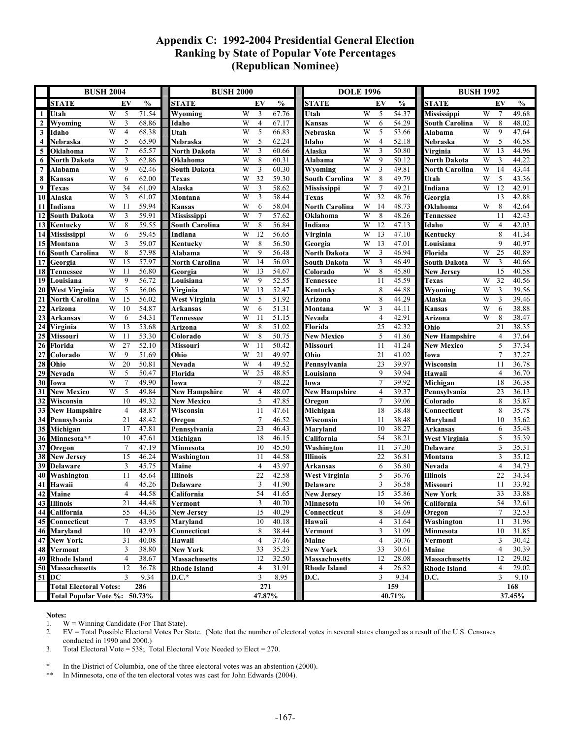# Appendix C: 1992-2004 Presidential General Election Ranking by State of Popular Vote Percentages (Republican Nominee)

| | BUSH 2004 | | | | BUSH 2000 | | | | DOLE 1996 | | | | BUSH 1992 | | | |
|---|---|---|---|---|---|---|---|---|---|---|---|---|---|---|---|---|
| | STATE | | EV | % | STATE | | EV | % | STATE | | EV | % | STATE | | EV | % |
| 1 | Utah | W | 5 | 71.54 | Wyoming | W | 3 | 67.76 | Utah | W | 5 | 54.37 | Mississippi | W | 7 | 49.68 |
| 2 | Wyoming | W | 3 | 68.86 | Idaho | W | 4 | 67.17 | Kansas | W | 6 | 54.29 | South Carolina | W | 8 | 48.02 |
| 3 | Idaho | W | 4 | 68.38 | Utah | W | 5 | 66.83 | Nebraska | W | 5 | 53.66 | Alabama | W | 9 | 47.64 |
| 4 | Nebraska | W | 5 | 65.90 | Nebraska | W | 5 | 62.24 | Idaho | W | 4 | 52.18 | Nebraska | W | 5 | 46.58 |
| 5 | Oklahoma | W | 7 | 65.57 | North Dakota | W | 3 | 60.66 | Alaska | W | 3 | 50.80 | Virginia | W | 13 | 44.96 |
| 6 | North Dakota | W | 3 | 62.86 | Oklahoma | W | 8 | 60.31 | Alabama | W | 9 | 50.12 | North Dakota | W | 3 | 44.22 |
| 7 | Alabama | W | 9 | 62.46 | South Dakota | W | 3 | 60.30 | Wyoming | W | 3 | 49.81 | North Carolina | W | 14 | 43.44 |
| 8 | Kansas | W | 6 | 62.00 | Texas | W | 32 | 59.30 | South Carolina | W | 8 | 49.79 | Utah | W | 5 | 43.36 |
| 9 | Texas | W | 34 | 61.09 | Alaska | W | 3 | 58.62 | Mississippi | W | 7 | 49.21 | Indiana | W | 12 | 42.91 |
| 10 | Alaska | W | 3 | 61.07 | Montana | W | 3 | 58.44 | Texas | W | 32 | 48.76 | Georgia | | 13 | 42.88 |
| 11 | Indiana | W | 11 | 59.94 | Kansas | W | 6 | 58.04 | North Carolina | W | 14 | 48.73 | Oklahoma | W | 8 | 42.64 |
| 12 | South Dakota | W | 3 | 59.91 | Mississippi | W | 7 | 57.62 | Oklahoma | W | 8 | 48.26 | Tennessee | | 11 | 42.43 |
| 13 | Kentucky | W | 8 | 59.55 | South Carolina | W | 8 | 56.84 | Indiana | W | 12 | 47.13 | Idaho | W | 4 | 42.03 |
| 14 | Mississippi | W | 6 | 59.45 | Indiana | W | 12 | 56.65 | Virginia | W | 13 | 47.10 | Kentucky | | 8 | 41.34 |
| 15 | Montana | W | 3 | 59.07 | Kentucky | W | 8 | 56.50 | Georgia | W | 13 | 47.01 | Louisiana | | 9 | 40.97 |
| 16 | South Carolina | W | 8 | 57.98 | Alabama | W | 9 | 56.48 | North Dakota | W | 3 | 46.94 | Florida | W | 25 | 40.89 |
| 17 | Georgia | W | 15 | 57.97 | North Carolina | W | 14 | 56.03 | South Dakota | W | 3 | 46.49 | South Dakota | W | 3 | 40.66 |
| 18 | Tennessee | W | 11 | 56.80 | Georgia | W | 13 | 54.67 | Colorado | W | 8 | 45.80 | New Jersey | | 15 | 40.58 |
| 19 | Louisiana | W | 9 | 56.72 | Louisiana | W | 9 | 52.55 | Tennessee | | 11 | 45.59 | Texas | W | 32 | 40.56 |
| 20 | West Virginia | W | 5 | 56.06 | Virginia | W | 13 | 52.47 | Kentucky | | 8 | 44.88 | Wyoming | W | 3 | 39.56 |
| 21 | North Carolina | W | 15 | 56.02 | West Virginia | W | 5 | 51.92 | Arizona | | 8 | 44.29 | Alaska | W | 3 | 39.46 |
| 22 | Arizona | W | 10 | 54.87 | Arkansas | W | 6 | 51.31 | Montana | W | 3 | 44.11 | Kansas | W | 6 | 38.88 |
| 23 | Arkansas | W | 6 | 54.31 | Tennessee | W | 11 | 51.15 | Nevada | | 4 | 42.91 | Arizona | W | 8 | 38.47 |
| 24 | Virginia | W | 13 | 53.68 | Arizona | W | 8 | 51.02 | Florida | | 25 | 42.32 | Ohio | | 21 | 38.35 |
| 25 | Missouri | W | 11 | 53.30 | Colorado | W | 8 | 50.75 | New Mexico | | 5 | 41.86 | New Hampshire | | 4 | 37.64 |
| 26 | Florida | W | 27 | 52.10 | Missouri | W | 11 | 50.42 | Missouri | | 11 | 41.24 | New Mexico | | 5 | 37.34 |
| 27 | Colorado | W | 9 | 51.69 | Ohio | W | 21 | 49.97 | Ohio | | 21 | 41.02 | Iowa | | 7 | 37.27 |
| 28 | Ohio | W | 20 | 50.81 | Nevada | W | 4 | 49.52 | Pennsylvania | | 23 | 39.97 | Wisconsin | | 11 | 36.78 |
| 29 | Nevada | W | 5 | 50.47 | Florida | W | 25 | 48.85 | Louisiana | | 9 | 39.94 | Hawaii | | 4 | 36.70 |
| 30 | Iowa | W | 7 | 49.90 | Iowa | | 7 | 48.22 | Iowa | | 7 | 39.92 | Michigan | | 18 | 36.38 |
| 31 | New Mexico | W | 5 | 49.84 | New Hampshire | W | 4 | 48.07 | New Hampshire | | 4 | 39.37 | Pennsylvania | | 23 | 36.13 |
| 32 | Wisconsin | | 10 | 49.32 | New Mexico | | 5 | 47.85 | Oregon | | 7 | 39.06 | Colorado | | 8 | 35.87 |
| 33 | New Hampshire | | 4 | 48.87 | Wisconsin | | 11 | 47.61 | Michigan | | 18 | 38.48 | Connecticut | | 8 | 35.78 |
| 34 | Pennsylvania | | 21 | 48.42 | Oregon | | 7 | 46.52 | Wisconsin | | 11 | 38.48 | Maryland | | 10 | 35.62 |
| 35 | Michigan | | 17 | 47.81 | Pennsylvania | | 23 | 46.43 | Maryland | | 10 | 38.27 | Arkansas | | 6 | 35.48 |
| 36 | Minnesota** | | 10 | 47.61 | Michigan | | 18 | 46.15 | California | | 54 | 38.21 | West Virginia | | 5 | 35.39 |
| 37 | Oregon | | 7 | 47.19 | Minnesota | | 10 | 45.50 | Washington | | 11 | 37.30 | Delaware | | 3 | 35.31 |
| 38 | New Jersey | | 15 | 46.24 | Washington | | 11 | 44.58 | Illinois | | 22 | 36.81 | Montana | | 3 | 35.12 |
| 39 | Delaware | | 3 | 45.75 | Maine | | 4 | 43.97 | Arkansas | | 6 | 36.80 | Nevada | | 4 | 34.73 |
| 40 | Washington | | 11 | 45.64 | Illinois | | 22 | 42.58 | West Virginia | | 5 | 36.76 | Illinois | | 22 | 34.34 |
| 41 | Hawaii | | 4 | 45.26 | Delaware | | 3 | 41.90 | Delaware | | 3 | 36.58 | Missouri | | 11 | 33.92 |
| 42 | Maine | | 4 | 44.58 | California | | 54 | 41.65 | New Jersey | | 15 | 35.86 | New York | | 33 | 33.88 |
| 43 | Illinois | | 21 | 44.48 | Vermont | | 3 | 40.70 | Minnesota | | 10 | 34.96 | California | | 54 | 32.61 |
| 44 | California | | 55 | 44.36 | New Jersey | | 15 | 40.29 | Connecticut | | 8 | 34.69 | Oregon | | 7 | 32.53 |
| 45 | Connecticut | | 7 | 43.95 | Maryland | | 10 | 40.18 | Hawaii | | 4 | 31.64 | Washington | | 11 | 31.96 |
| 46 | Maryland | | 10 | 42.93 | Connecticut | | 8 | 38.44 | Vermont | | 3 | 31.09 | Minnesota | | 10 | 31.85 |
| 47 | New York | | 31 | 40.08 | Hawaii | | 4 | 37.46 | Maine | | 4 | 30.76 | Vermont | | 3 | 30.42 |
| 48 | Vermont | | 3 | 38.80 | New York | | 33 | 35.23 | New York | | 33 | 30.61 | Maine | | 4 | 30.39 |
| 49 | Rhode Island | | 4 | 38.67 | Massachusetts | | 12 | 32.50 | Massachusetts | | 12 | 28.08 | Massachusetts | | 12 | 29.02 |
| 50 | Massachusetts | | 12 | 36.78 | Rhode Island | | 4 | 31.91 | Rhode Island | | 4 | 26.82 | Rhode Island | | 4 | 29.02 |
| 51 | DC | | 3 | 9.34 | D.C.* | | 3 | 8.95 | D.C. | | 3 | 9.34 | D.C. | | 3 | 9.10 |
| | Total Electoral Votes: | | 286 | | | | 271 | | | | 159 | | | | 168 | |
| | Total Popular Vote %: | | 50.73% | | | | 47.87% | | | | 40.71% | | | | 37.45% | |

**Notes:**

1. W = Winning Candidate (For That State).
2. EV = Total Possible Electoral Votes Per State. (Note that the number of electoral votes in several states changed as a result of the U.S. Censuses conducted in 1990 and 2000.)
3. Total Electoral Vote = 538; Total Electoral Vote Needed to Elect = 270.

\* In the District of Columbia, one of the three electoral votes was an abstention (2000).

\*\* In Minnesota, one of the ten electoral votes was cast for John Edwards (2004).